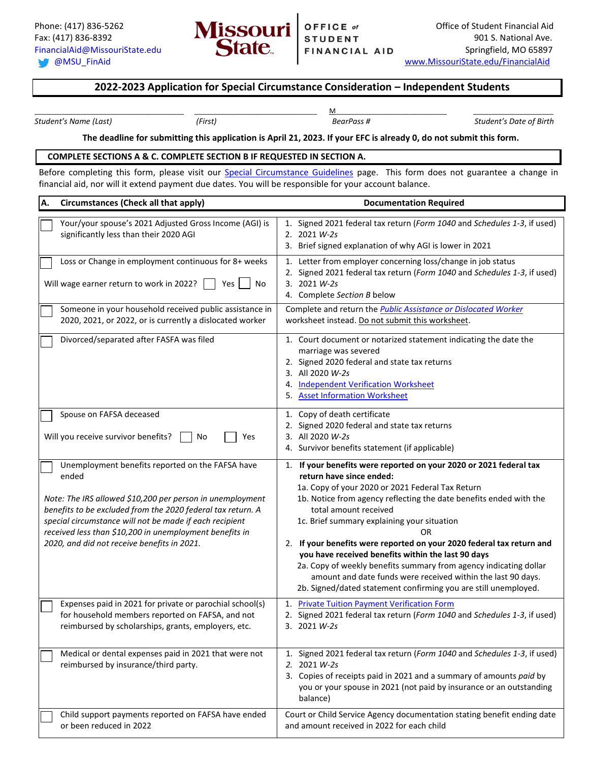Phone: (417) 836-5262
Fax: (417) 836-8392
FinancialAid@MissouriState.edu
@MSU_FinAid

**Missouri State** | OFFICE of STUDENT FINANCIAL AID

Office of Student Financial Aid
901 S. National Ave.
Springfield, MO 65897
www.MissouriState.edu/FinancialAid

# 2022-2023 Application for Special Circumstance Consideration – Independent Students

| _________________ | _________________ | M_________________ | _________________ |
|---|---|---|---|
| *Student's Name (Last)* | *(First)* | *BearPass #* | *Student's Date of Birth* |

**The deadline for submitting this application is April 21, 2023. If your EFC is already 0, do not submit this form.**

**COMPLETE SECTIONS A & C. COMPLETE SECTION B IF REQUESTED IN SECTION A.**

Before completing this form, please visit our Special Circumstance Guidelines page. This form does not guarantee a change in financial aid, nor will it extend payment due dates. You will be responsible for your account balance.

| **A. Circumstances (Check all that apply)** | **Documentation Required** |
|---|---|
| ☐ Your/your spouse's 2021 Adjusted Gross Income (AGI) is significantly less than their 2020 AGI | 1. Signed 2021 federal tax return (*Form 1040* and *Schedules 1-3*, if used)<br>2. 2021 *W-2s*<br>3. Brief signed explanation of why AGI is lower in 2021 |
| ☐ Loss or Change in employment continuous for 8+ weeks<br><br>Will wage earner return to work in 2022? ☐ Yes ☐ No | 1. Letter from employer concerning loss/change in job status<br>2. Signed 2021 federal tax return (*Form 1040* and *Schedules 1-3*, if used)<br>3. 2021 *W-2s*<br>4. Complete *Section B* below |
| ☐ Someone in your household received public assistance in 2020, 2021, or 2022, or is currently a dislocated worker | Complete and return the *Public Assistance or Dislocated Worker* worksheet instead. Do not submit this worksheet. |
| ☐ Divorced/separated after FASFA was filed | 1. Court document or notarized statement indicating the date the marriage was severed<br>2. Signed 2020 federal and state tax returns<br>3. All 2020 *W-2s*<br>4. Independent Verification Worksheet<br>5. Asset Information Worksheet |
| ☐ Spouse on FAFSA deceased<br><br>Will you receive survivor benefits? ☐ No ☐ Yes | 1. Copy of death certificate<br>2. Signed 2020 federal and state tax returns<br>3. All 2020 *W-2s*<br>4. Survivor benefits statement (if applicable) |
| ☐ Unemployment benefits reported on the FAFSA have ended<br><br>*Note: The IRS allowed $10,200 per person in unemployment benefits to be excluded from the 2020 federal tax return. A special circumstance will not be made if each recipient received less than $10,200 in unemployment benefits in 2020, and did not receive benefits in 2021.* | 1. **If your benefits were reported on your 2020 or 2021 federal tax return have since ended:**<br>1a. Copy of your 2020 or 2021 Federal Tax Return<br>1b. Notice from agency reflecting the date benefits ended with the total amount received<br>1c. Brief summary explaining your situation<br>OR<br>2. **If your benefits were reported on your 2020 federal tax return and you have received benefits within the last 90 days**<br>2a. Copy of weekly benefits summary from agency indicating dollar amount and date funds were received within the last 90 days.<br>2b. Signed/dated statement confirming you are still unemployed. |
| ☐ Expenses paid in 2021 for private or parochial school(s) for household members reported on FAFSA, and not reimbursed by scholarships, grants, employers, etc. | 1. Private Tuition Payment Verification Form<br>2. Signed 2021 federal tax return (*Form 1040* and *Schedules 1-3*, if used)<br>3. 2021 *W-2s* |
| ☐ Medical or dental expenses paid in 2021 that were not reimbursed by insurance/third party. | 1. Signed 2021 federal tax return (*Form 1040* and *Schedules 1-3*, if used)<br>2. 2021 *W-2s*<br>3. Copies of receipts paid in 2021 and a summary of amounts *paid* by you or your spouse in 2021 (not paid by insurance or an outstanding balance) |
| ☐ Child support payments reported on FAFSA have ended or been reduced in 2022 | Court or Child Service Agency documentation stating benefit ending date and amount received in 2022 for each child |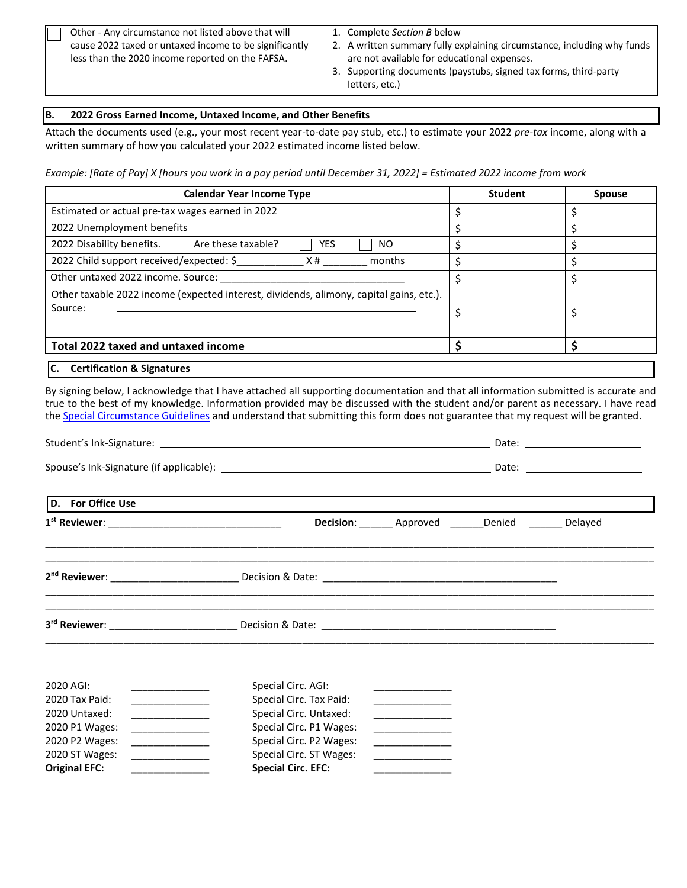| | |
|---|---|
| ☐ Other - Any circumstance not listed above that will cause 2022 taxed or untaxed income to be significantly less than the 2020 income reported on the FAFSA. | 1. Complete *Section B* below<br>2. A written summary fully explaining circumstance, including why funds are not available for educational expenses.<br>3. Supporting documents (paystubs, signed tax forms, third-party letters, etc.) |

## B. 2022 Gross Earned Income, Untaxed Income, and Other Benefits

Attach the documents used (e.g., your most recent year-to-date pay stub, etc.) to estimate your 2022 *pre-tax* income, along with a written summary of how you calculated your 2022 estimated income listed below.

*Example: [Rate of Pay] X [hours you work in a pay period until December 31, 2022] = Estimated 2022 income from work*

| Calendar Year Income Type | Student | Spouse |
|---|---|---|
| Estimated or actual pre-tax wages earned in 2022 | $ | $ |
| 2022 Unemployment benefits | $ | $ |
| 2022 Disability benefits. Are these taxable? ☐ YES ☐ NO | $ | $ |
| 2022 Child support received/expected: $____________ X # ________ months | $ | $ |
| Other untaxed 2022 income. Source: _________________________________ | $ | $ |
| Other taxable 2022 income (expected interest, dividends, alimony, capital gains, etc.). Source: ______________________________________________ | $ | $ |
| **Total 2022 taxed and untaxed income** | **$** | **$** |

## C. Certification & Signatures

By signing below, I acknowledge that I have attached all supporting documentation and that all information submitted is accurate and true to the best of my knowledge. Information provided may be discussed with the student and/or parent as necessary. I have read the Special Circumstance Guidelines and understand that submitting this form does not guarantee that my request will be granted.

Student's Ink-Signature: ____________________________________________ Date: ____________________

Spouse's Ink-Signature (if applicable): ____________________________________ Date: ____________________

## D. For Office Use

**1st Reviewer**: ______________________________ **Decision**: ______ Approved ______Denied ______ Delayed

______________________________________________________________________________________________

______________________________________________________________________________________________

**2nd Reviewer**: ______________________ Decision & Date: __________________________________________

______________________________________________________________________________________________

______________________________________________________________________________________________

**3rd Reviewer**: ______________________ Decision & Date: __________________________________________

______________________________________________________________________________________________

| | | | |
|---|---|---|---|
| 2020 AGI: | ______________ | Special Circ. AGI: | ______________ |
| 2020 Tax Paid: | ______________ | Special Circ. Tax Paid: | ______________ |
| 2020 Untaxed: | ______________ | Special Circ. Untaxed: | ______________ |
| 2020 P1 Wages: | ______________ | Special Circ. P1 Wages: | ______________ |
| 2020 P2 Wages: | ______________ | Special Circ. P2 Wages: | ______________ |
| 2020 ST Wages: | ______________ | Special Circ. ST Wages: | ______________ |
| **Original EFC:** | ______________ | **Special Circ. EFC:** | ______________ |